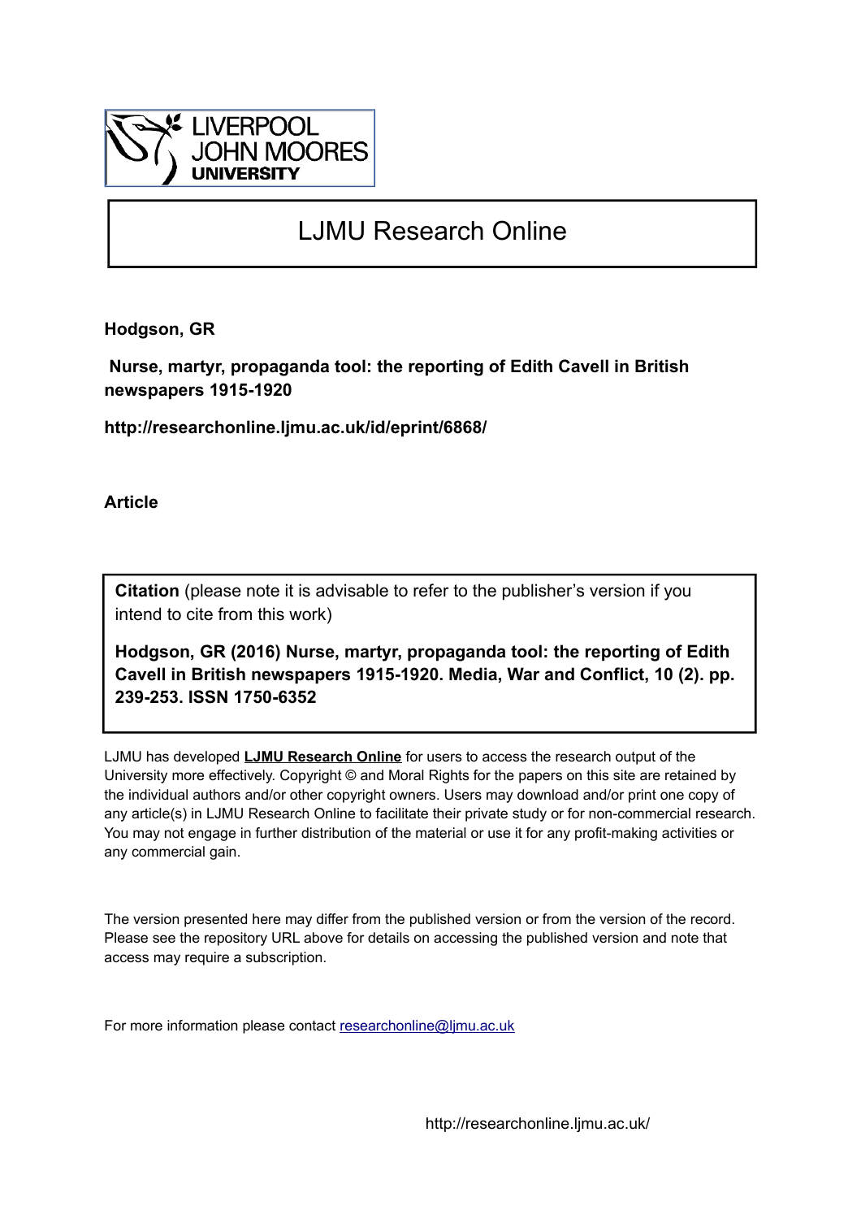LIVERPOOL JOHN MOORES UNIVERSITY

# LJMU Research Online

**Hodgson, GR**

**Nurse, martyr, propaganda tool: the reporting of Edith Cavell in British newspapers 1915-1920**

**http://researchonline.ljmu.ac.uk/id/eprint/6868/**

**Article**

**Citation** (please note it is advisable to refer to the publisher's version if you intend to cite from this work)

**Hodgson, GR (2016) Nurse, martyr, propaganda tool: the reporting of Edith Cavell in British newspapers 1915-1920. Media, War and Conflict, 10 (2). pp. 239-253. ISSN 1750-6352**

LJMU has developed **LJMU Research Online** for users to access the research output of the University more effectively. Copyright © and Moral Rights for the papers on this site are retained by the individual authors and/or other copyright owners. Users may download and/or print one copy of any article(s) in LJMU Research Online to facilitate their private study or for non-commercial research. You may not engage in further distribution of the material or use it for any profit-making activities or any commercial gain.

The version presented here may differ from the published version or from the version of the record. Please see the repository URL above for details on accessing the published version and note that access may require a subscription.

For more information please contact researchonline@ljmu.ac.uk

http://researchonline.ljmu.ac.uk/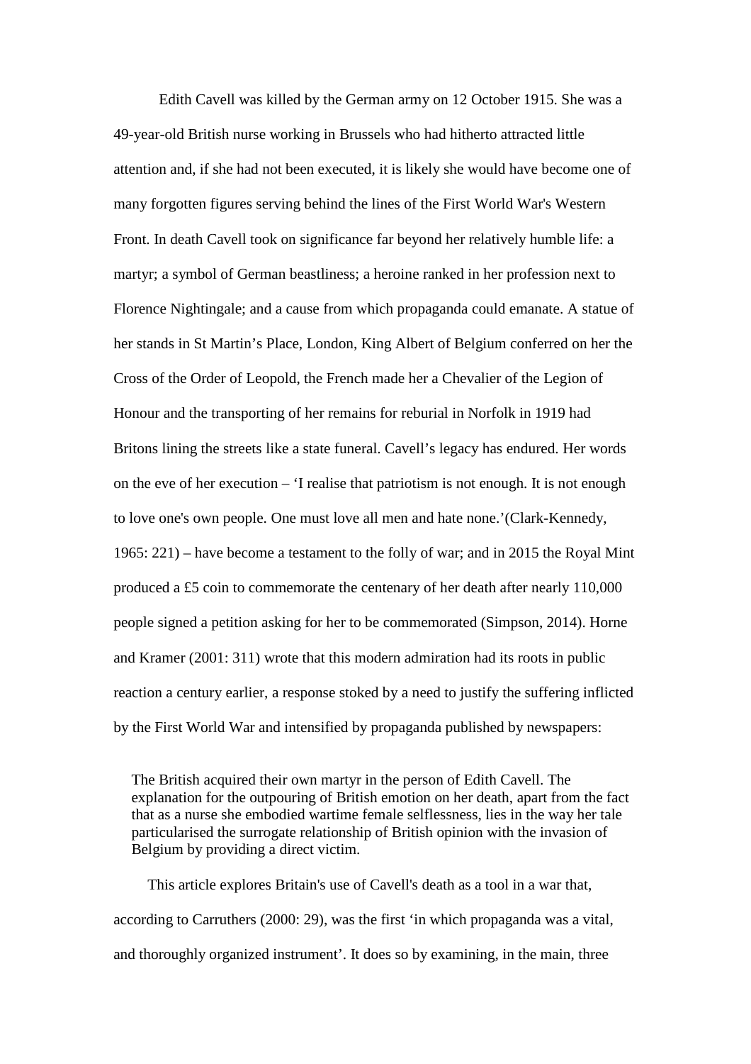Edith Cavell was killed by the German army on 12 October 1915. She was a 49-year-old British nurse working in Brussels who had hitherto attracted little attention and, if she had not been executed, it is likely she would have become one of many forgotten figures serving behind the lines of the First World War's Western Front. In death Cavell took on significance far beyond her relatively humble life: a martyr; a symbol of German beastliness; a heroine ranked in her profession next to Florence Nightingale; and a cause from which propaganda could emanate. A statue of her stands in St Martin's Place, London, King Albert of Belgium conferred on her the Cross of the Order of Leopold, the French made her a Chevalier of the Legion of Honour and the transporting of her remains for reburial in Norfolk in 1919 had Britons lining the streets like a state funeral. Cavell's legacy has endured. Her words on the eve of her execution – 'I realise that patriotism is not enough. It is not enough to love one's own people. One must love all men and hate none.'(Clark-Kennedy, 1965: 221) – have become a testament to the folly of war; and in 2015 the Royal Mint produced a £5 coin to commemorate the centenary of her death after nearly 110,000 people signed a petition asking for her to be commemorated (Simpson, 2014). Horne and Kramer (2001: 311) wrote that this modern admiration had its roots in public reaction a century earlier, a response stoked by a need to justify the suffering inflicted by the First World War and intensified by propaganda published by newspapers:

> The British acquired their own martyr in the person of Edith Cavell. The explanation for the outpouring of British emotion on her death, apart from the fact that as a nurse she embodied wartime female selflessness, lies in the way her tale particularised the surrogate relationship of British opinion with the invasion of Belgium by providing a direct victim.

This article explores Britain's use of Cavell's death as a tool in a war that, according to Carruthers (2000: 29), was the first 'in which propaganda was a vital, and thoroughly organized instrument'. It does so by examining, in the main, three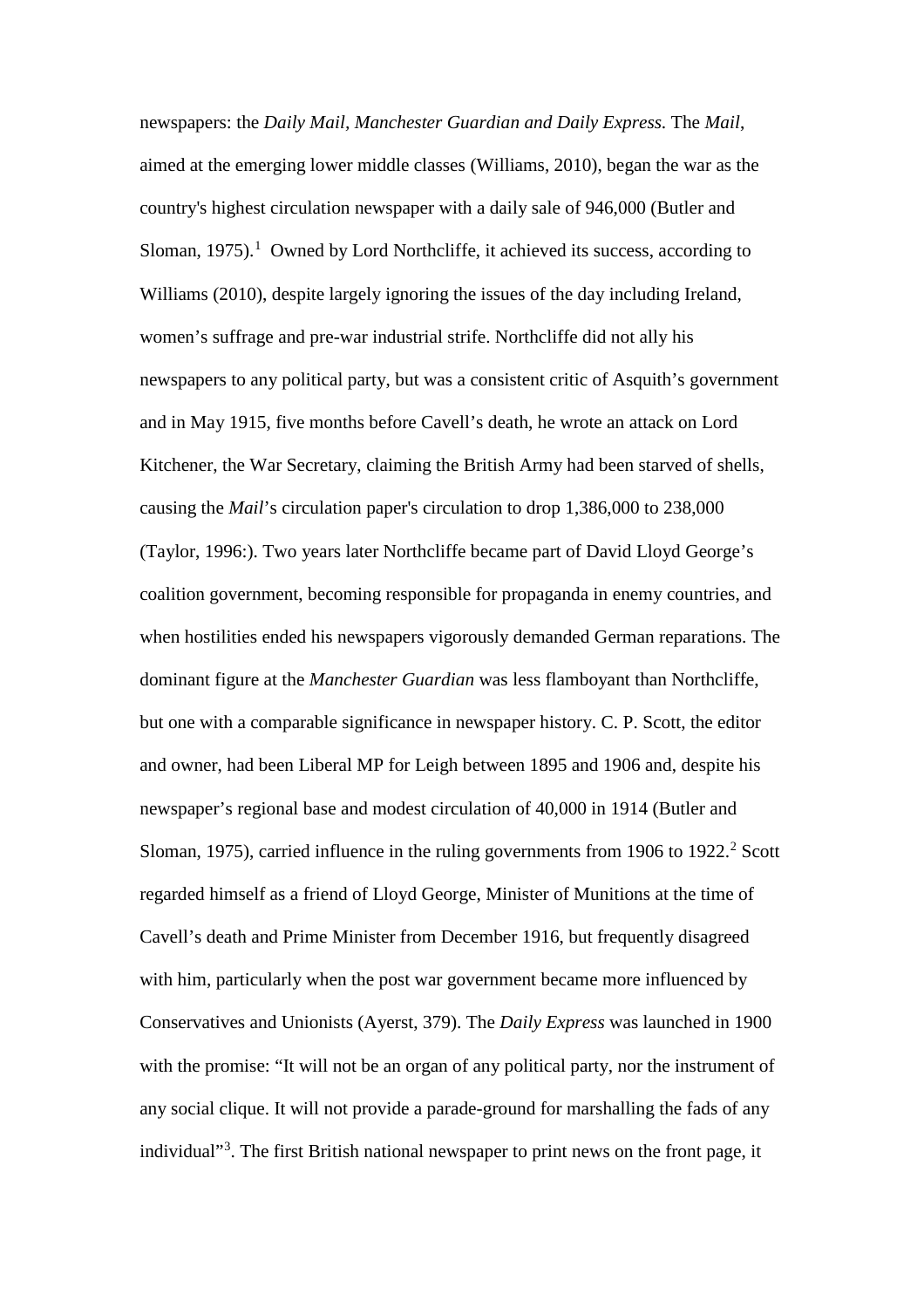newspapers: the *Daily Mail*, *Manchester Guardian and Daily Express.* The *Mail*, aimed at the emerging lower middle classes (Williams, 2010), began the war as the country's highest circulation newspaper with a daily sale of 946,000 (Butler and Sloman, 1975).[1] Owned by Lord Northcliffe, it achieved its success, according to Williams (2010), despite largely ignoring the issues of the day including Ireland, women's suffrage and pre-war industrial strife. Northcliffe did not ally his newspapers to any political party, but was a consistent critic of Asquith's government and in May 1915, five months before Cavell's death, he wrote an attack on Lord Kitchener, the War Secretary, claiming the British Army had been starved of shells, causing the *Mail*'s circulation paper's circulation to drop 1,386,000 to 238,000 (Taylor, 1996:). Two years later Northcliffe became part of David Lloyd George's coalition government, becoming responsible for propaganda in enemy countries, and when hostilities ended his newspapers vigorously demanded German reparations. The dominant figure at the *Manchester Guardian* was less flamboyant than Northcliffe, but one with a comparable significance in newspaper history. C. P. Scott, the editor and owner, had been Liberal MP for Leigh between 1895 and 1906 and, despite his newspaper's regional base and modest circulation of 40,000 in 1914 (Butler and Sloman, 1975), carried influence in the ruling governments from 1906 to 1922.[2] Scott regarded himself as a friend of Lloyd George, Minister of Munitions at the time of Cavell's death and Prime Minister from December 1916, but frequently disagreed with him, particularly when the post war government became more influenced by Conservatives and Unionists (Ayerst, 379). The *Daily Express* was launched in 1900 with the promise: "It will not be an organ of any political party, nor the instrument of any social clique. It will not provide a parade-ground for marshalling the fads of any individual"[3]. The first British national newspaper to print news on the front page, it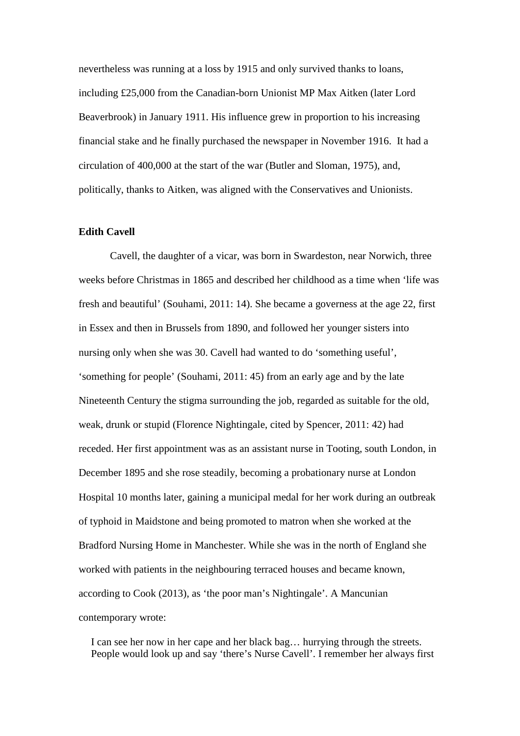nevertheless was running at a loss by 1915 and only survived thanks to loans, including £25,000 from the Canadian-born Unionist MP Max Aitken (later Lord Beaverbrook) in January 1911. His influence grew in proportion to his increasing financial stake and he finally purchased the newspaper in November 1916. It had a circulation of 400,000 at the start of the war (Butler and Sloman, 1975), and, politically, thanks to Aitken, was aligned with the Conservatives and Unionists.

**Edith Cavell**

Cavell, the daughter of a vicar, was born in Swardeston, near Norwich, three weeks before Christmas in 1865 and described her childhood as a time when 'life was fresh and beautiful' (Souhami, 2011: 14). She became a governess at the age 22, first in Essex and then in Brussels from 1890, and followed her younger sisters into nursing only when she was 30. Cavell had wanted to do 'something useful', 'something for people' (Souhami, 2011: 45) from an early age and by the late Nineteenth Century the stigma surrounding the job, regarded as suitable for the old, weak, drunk or stupid (Florence Nightingale, cited by Spencer, 2011: 42) had receded. Her first appointment was as an assistant nurse in Tooting, south London, in December 1895 and she rose steadily, becoming a probationary nurse at London Hospital 10 months later, gaining a municipal medal for her work during an outbreak of typhoid in Maidstone and being promoted to matron when she worked at the Bradford Nursing Home in Manchester. While she was in the north of England she worked with patients in the neighbouring terraced houses and became known, according to Cook (2013), as 'the poor man's Nightingale'. A Mancunian contemporary wrote:

> I can see her now in her cape and her black bag… hurrying through the streets. People would look up and say 'there's Nurse Cavell'. I remember her always first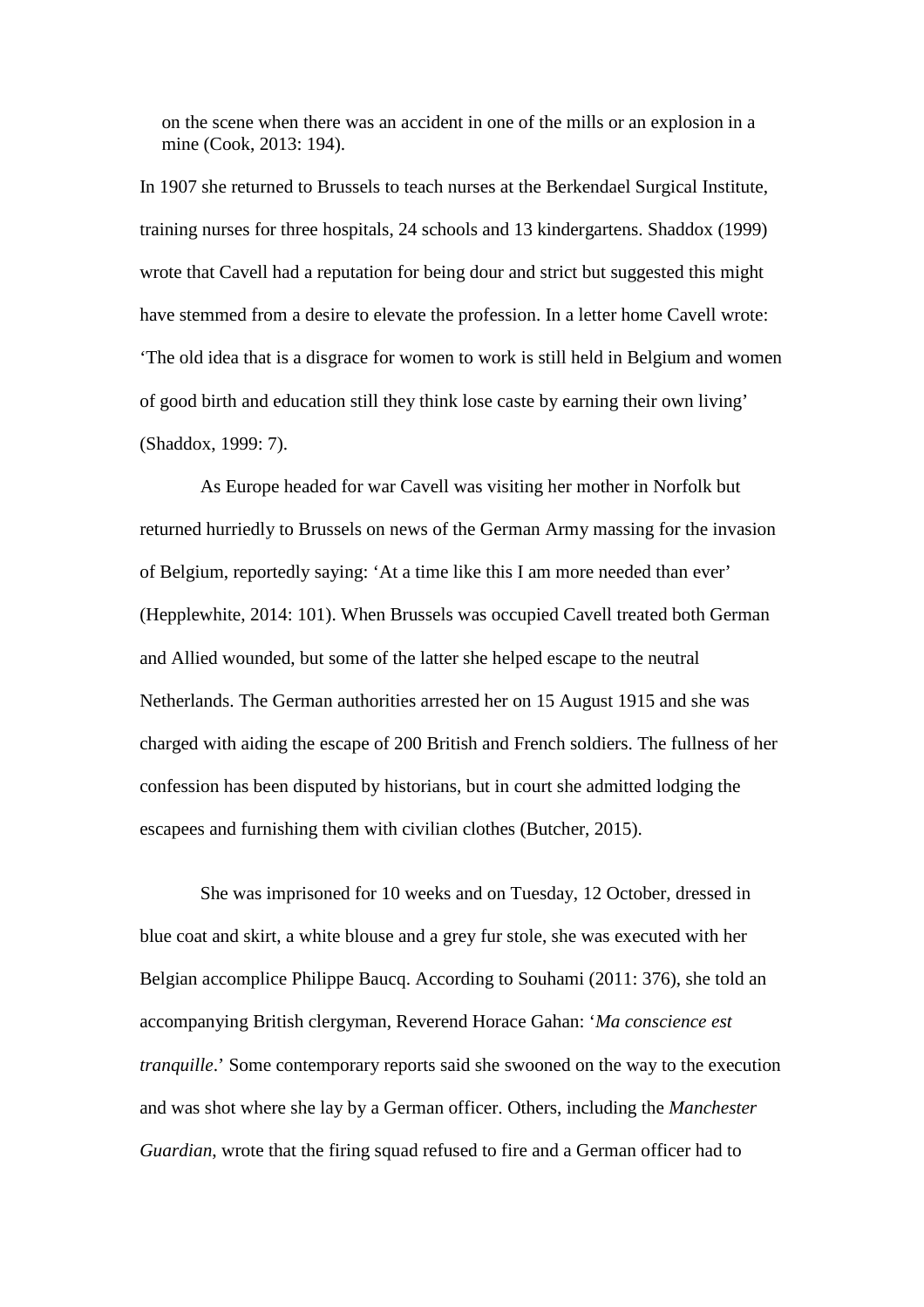on the scene when there was an accident in one of the mills or an explosion in a mine (Cook, 2013: 194).

In 1907 she returned to Brussels to teach nurses at the Berkendael Surgical Institute, training nurses for three hospitals, 24 schools and 13 kindergartens. Shaddox (1999) wrote that Cavell had a reputation for being dour and strict but suggested this might have stemmed from a desire to elevate the profession. In a letter home Cavell wrote: 'The old idea that is a disgrace for women to work is still held in Belgium and women of good birth and education still they think lose caste by earning their own living' (Shaddox, 1999: 7).

As Europe headed for war Cavell was visiting her mother in Norfolk but returned hurriedly to Brussels on news of the German Army massing for the invasion of Belgium, reportedly saying: 'At a time like this I am more needed than ever' (Hepplewhite, 2014: 101). When Brussels was occupied Cavell treated both German and Allied wounded, but some of the latter she helped escape to the neutral Netherlands. The German authorities arrested her on 15 August 1915 and she was charged with aiding the escape of 200 British and French soldiers. The fullness of her confession has been disputed by historians, but in court she admitted lodging the escapees and furnishing them with civilian clothes (Butcher, 2015).

She was imprisoned for 10 weeks and on Tuesday, 12 October, dressed in blue coat and skirt, a white blouse and a grey fur stole, she was executed with her Belgian accomplice Philippe Baucq. According to Souhami (2011: 376), she told an accompanying British clergyman, Reverend Horace Gahan: '*Ma conscience est tranquille*.' Some contemporary reports said she swooned on the way to the execution and was shot where she lay by a German officer. Others, including the *Manchester Guardian*, wrote that the firing squad refused to fire and a German officer had to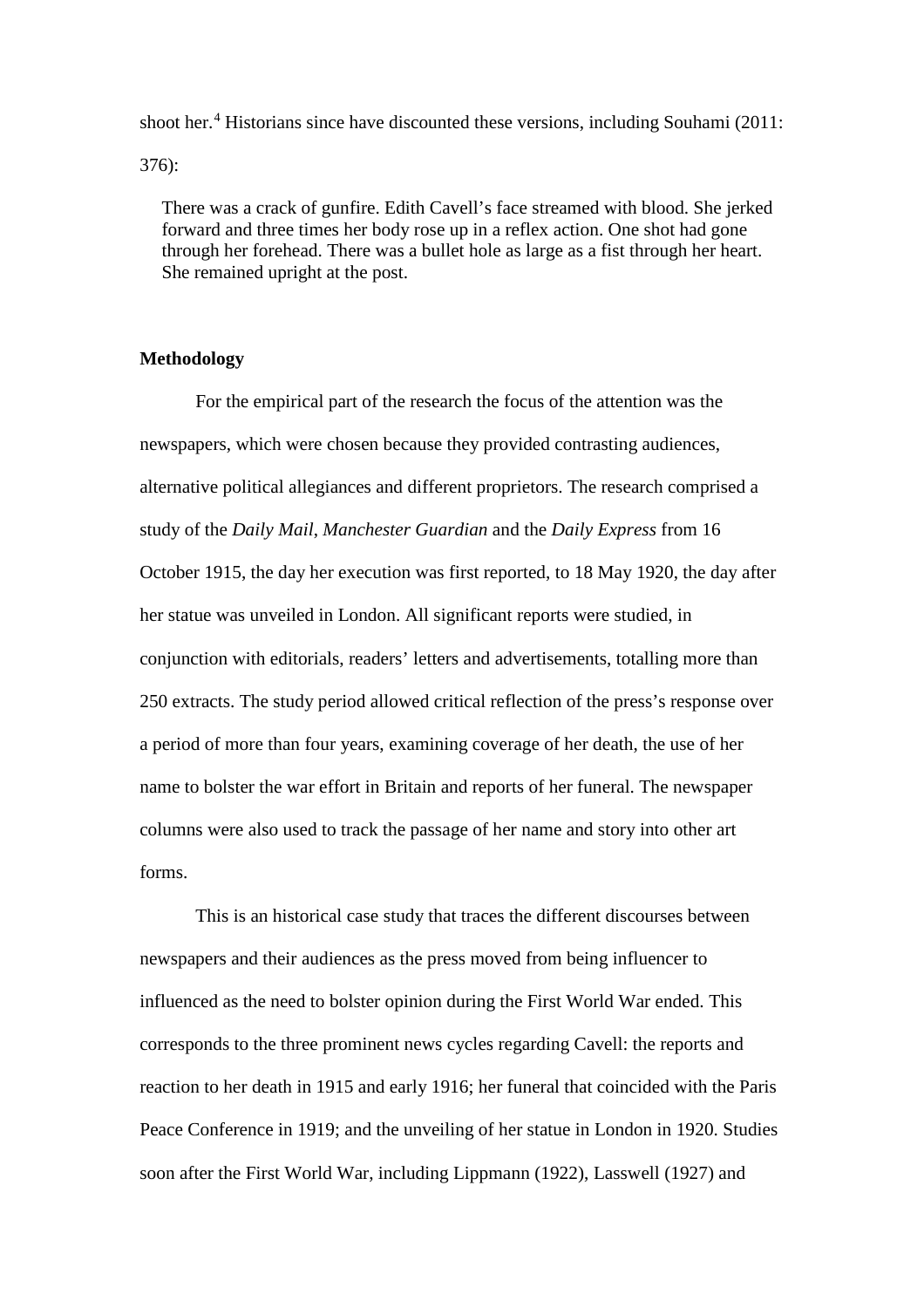shoot her.[4] Historians since have discounted these versions, including Souhami (2011: 376):

> There was a crack of gunfire. Edith Cavell's face streamed with blood. She jerked forward and three times her body rose up in a reflex action. One shot had gone through her forehead. There was a bullet hole as large as a fist through her heart. She remained upright at the post.

**Methodology**

For the empirical part of the research the focus of the attention was the newspapers, which were chosen because they provided contrasting audiences, alternative political allegiances and different proprietors. The research comprised a study of the *Daily Mail*, *Manchester Guardian* and the *Daily Express* from 16 October 1915, the day her execution was first reported, to 18 May 1920, the day after her statue was unveiled in London. All significant reports were studied, in conjunction with editorials, readers' letters and advertisements, totalling more than 250 extracts. The study period allowed critical reflection of the press's response over a period of more than four years, examining coverage of her death, the use of her name to bolster the war effort in Britain and reports of her funeral. The newspaper columns were also used to track the passage of her name and story into other art forms.

This is an historical case study that traces the different discourses between newspapers and their audiences as the press moved from being influencer to influenced as the need to bolster opinion during the First World War ended. This corresponds to the three prominent news cycles regarding Cavell: the reports and reaction to her death in 1915 and early 1916; her funeral that coincided with the Paris Peace Conference in 1919; and the unveiling of her statue in London in 1920. Studies soon after the First World War, including Lippmann (1922), Lasswell (1927) and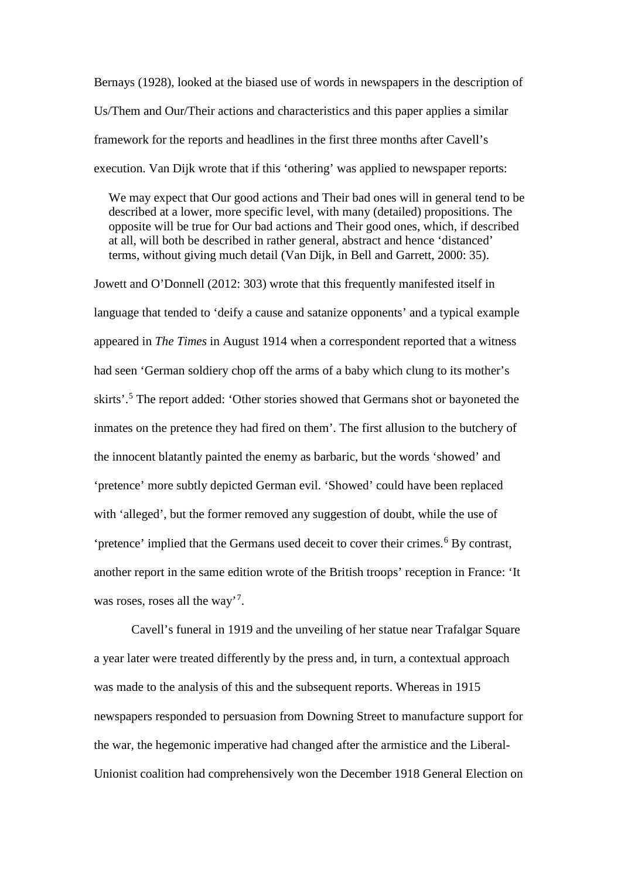Bernays (1928), looked at the biased use of words in newspapers in the description of Us/Them and Our/Their actions and characteristics and this paper applies a similar framework for the reports and headlines in the first three months after Cavell's execution. Van Dijk wrote that if this 'othering' was applied to newspaper reports:

> We may expect that Our good actions and Their bad ones will in general tend to be described at a lower, more specific level, with many (detailed) propositions. The opposite will be true for Our bad actions and Their good ones, which, if described at all, will both be described in rather general, abstract and hence 'distanced' terms, without giving much detail (Van Dijk, in Bell and Garrett, 2000: 35).

Jowett and O'Donnell (2012: 303) wrote that this frequently manifested itself in language that tended to 'deify a cause and satanize opponents' and a typical example appeared in *The Times* in August 1914 when a correspondent reported that a witness had seen 'German soldiery chop off the arms of a baby which clung to its mother's skirts'.[5] The report added: 'Other stories showed that Germans shot or bayoneted the inmates on the pretence they had fired on them'. The first allusion to the butchery of the innocent blatantly painted the enemy as barbaric, but the words 'showed' and 'pretence' more subtly depicted German evil. 'Showed' could have been replaced with 'alleged', but the former removed any suggestion of doubt, while the use of 'pretence' implied that the Germans used deceit to cover their crimes.[6] By contrast, another report in the same edition wrote of the British troops' reception in France: 'It was roses, roses all the way'[7].

Cavell's funeral in 1919 and the unveiling of her statue near Trafalgar Square a year later were treated differently by the press and, in turn, a contextual approach was made to the analysis of this and the subsequent reports. Whereas in 1915 newspapers responded to persuasion from Downing Street to manufacture support for the war, the hegemonic imperative had changed after the armistice and the Liberal-Unionist coalition had comprehensively won the December 1918 General Election on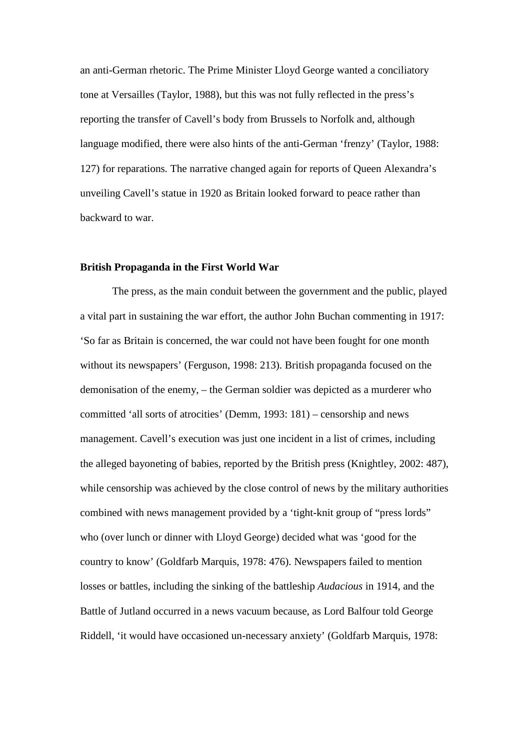an anti-German rhetoric. The Prime Minister Lloyd George wanted a conciliatory tone at Versailles (Taylor, 1988), but this was not fully reflected in the press's reporting the transfer of Cavell's body from Brussels to Norfolk and, although language modified, there were also hints of the anti-German 'frenzy' (Taylor, 1988: 127) for reparations. The narrative changed again for reports of Queen Alexandra's unveiling Cavell's statue in 1920 as Britain looked forward to peace rather than backward to war.

**British Propaganda in the First World War**

The press, as the main conduit between the government and the public, played a vital part in sustaining the war effort, the author John Buchan commenting in 1917: 'So far as Britain is concerned, the war could not have been fought for one month without its newspapers' (Ferguson, 1998: 213). British propaganda focused on the demonisation of the enemy, – the German soldier was depicted as a murderer who committed 'all sorts of atrocities' (Demm, 1993: 181) – censorship and news management. Cavell's execution was just one incident in a list of crimes, including the alleged bayoneting of babies, reported by the British press (Knightley, 2002: 487), while censorship was achieved by the close control of news by the military authorities combined with news management provided by a 'tight-knit group of "press lords" who (over lunch or dinner with Lloyd George) decided what was 'good for the country to know' (Goldfarb Marquis, 1978: 476). Newspapers failed to mention losses or battles, including the sinking of the battleship *Audacious* in 1914, and the Battle of Jutland occurred in a news vacuum because, as Lord Balfour told George Riddell, 'it would have occasioned un-necessary anxiety' (Goldfarb Marquis, 1978: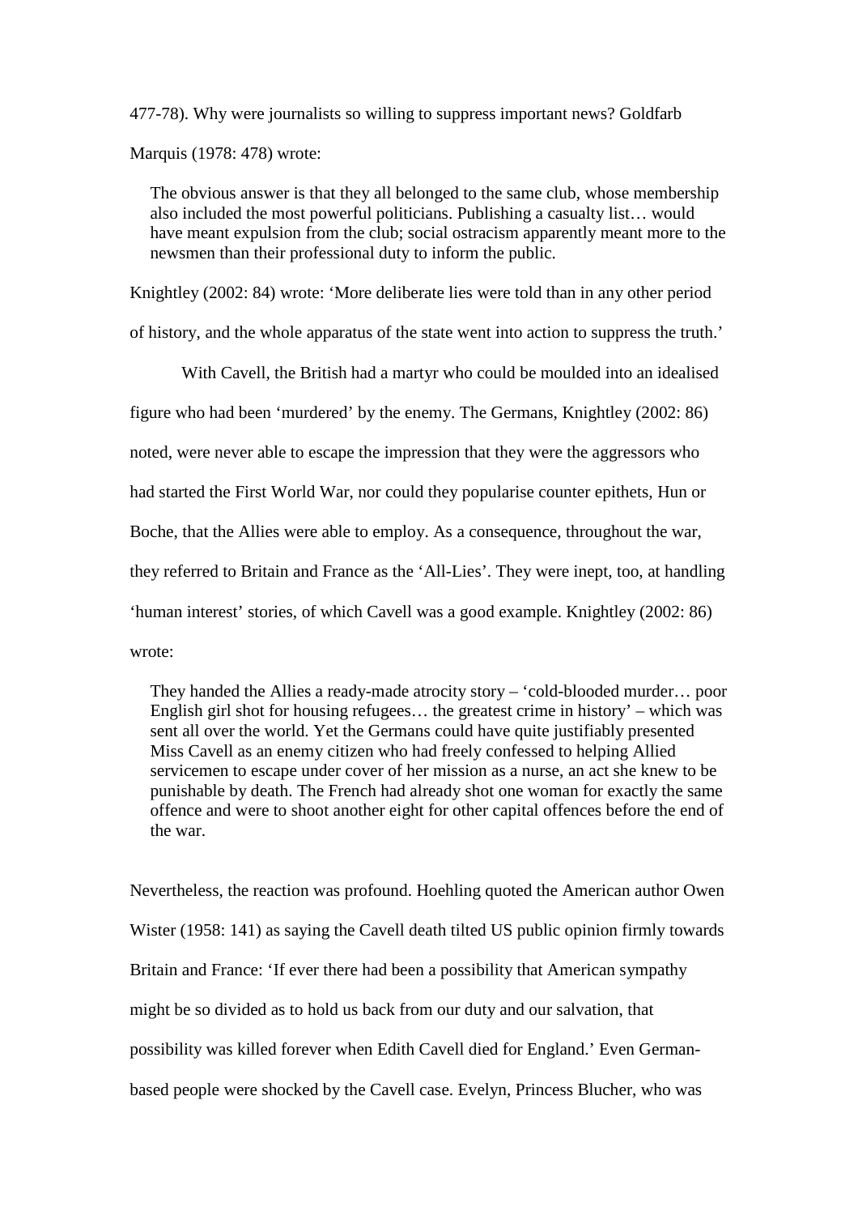477-78). Why were journalists so willing to suppress important news? Goldfarb Marquis (1978: 478) wrote:

> The obvious answer is that they all belonged to the same club, whose membership also included the most powerful politicians. Publishing a casualty list… would have meant expulsion from the club; social ostracism apparently meant more to the newsmen than their professional duty to inform the public.

Knightley (2002: 84) wrote: 'More deliberate lies were told than in any other period of history, and the whole apparatus of the state went into action to suppress the truth.'

With Cavell, the British had a martyr who could be moulded into an idealised figure who had been 'murdered' by the enemy. The Germans, Knightley (2002: 86) noted, were never able to escape the impression that they were the aggressors who had started the First World War, nor could they popularise counter epithets, Hun or Boche, that the Allies were able to employ. As a consequence, throughout the war, they referred to Britain and France as the 'All-Lies'. They were inept, too, at handling 'human interest' stories, of which Cavell was a good example. Knightley (2002: 86) wrote:

> They handed the Allies a ready-made atrocity story – 'cold-blooded murder… poor English girl shot for housing refugees… the greatest crime in history' – which was sent all over the world. Yet the Germans could have quite justifiably presented Miss Cavell as an enemy citizen who had freely confessed to helping Allied servicemen to escape under cover of her mission as a nurse, an act she knew to be punishable by death. The French had already shot one woman for exactly the same offence and were to shoot another eight for other capital offences before the end of the war.

Nevertheless, the reaction was profound. Hoehling quoted the American author Owen Wister (1958: 141) as saying the Cavell death tilted US public opinion firmly towards Britain and France: 'If ever there had been a possibility that American sympathy might be so divided as to hold us back from our duty and our salvation, that possibility was killed forever when Edith Cavell died for England.' Even German-based people were shocked by the Cavell case. Evelyn, Princess Blucher, who was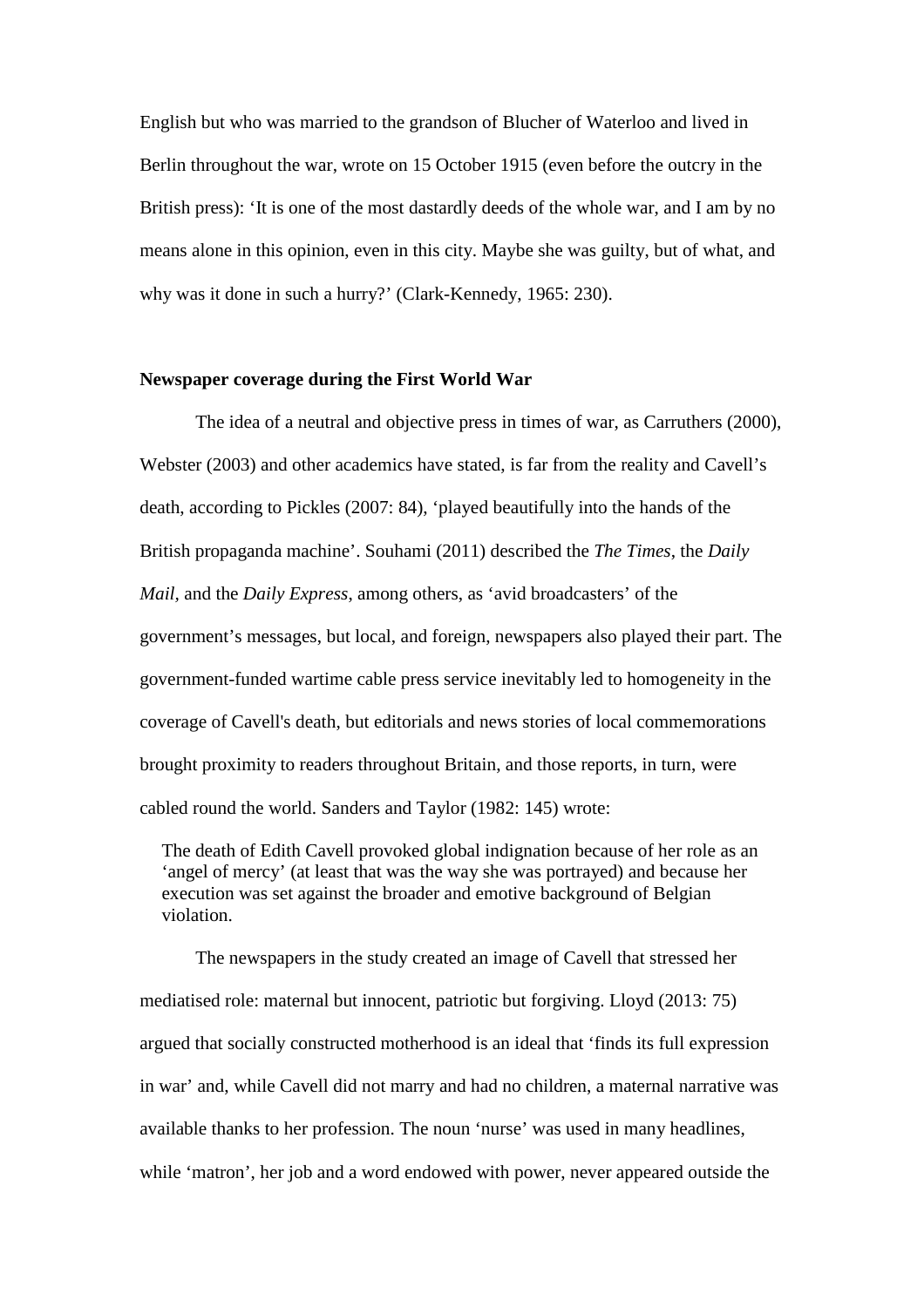English but who was married to the grandson of Blucher of Waterloo and lived in Berlin throughout the war, wrote on 15 October 1915 (even before the outcry in the British press): 'It is one of the most dastardly deeds of the whole war, and I am by no means alone in this opinion, even in this city. Maybe she was guilty, but of what, and why was it done in such a hurry?' (Clark-Kennedy, 1965: 230).

### Newspaper coverage during the First World War

The idea of a neutral and objective press in times of war, as Carruthers (2000), Webster (2003) and other academics have stated, is far from the reality and Cavell's death, according to Pickles (2007: 84), 'played beautifully into the hands of the British propaganda machine'. Souhami (2011) described the *The Times*, the *Daily Mail*, and the *Daily Express*, among others, as 'avid broadcasters' of the government's messages, but local, and foreign, newspapers also played their part. The government-funded wartime cable press service inevitably led to homogeneity in the coverage of Cavell's death, but editorials and news stories of local commemorations brought proximity to readers throughout Britain, and those reports, in turn, were cabled round the world. Sanders and Taylor (1982: 145) wrote:

> The death of Edith Cavell provoked global indignation because of her role as an 'angel of mercy' (at least that was the way she was portrayed) and because her execution was set against the broader and emotive background of Belgian violation.

The newspapers in the study created an image of Cavell that stressed her mediatised role: maternal but innocent, patriotic but forgiving. Lloyd (2013: 75) argued that socially constructed motherhood is an ideal that 'finds its full expression in war' and, while Cavell did not marry and had no children, a maternal narrative was available thanks to her profession. The noun 'nurse' was used in many headlines, while 'matron', her job and a word endowed with power, never appeared outside the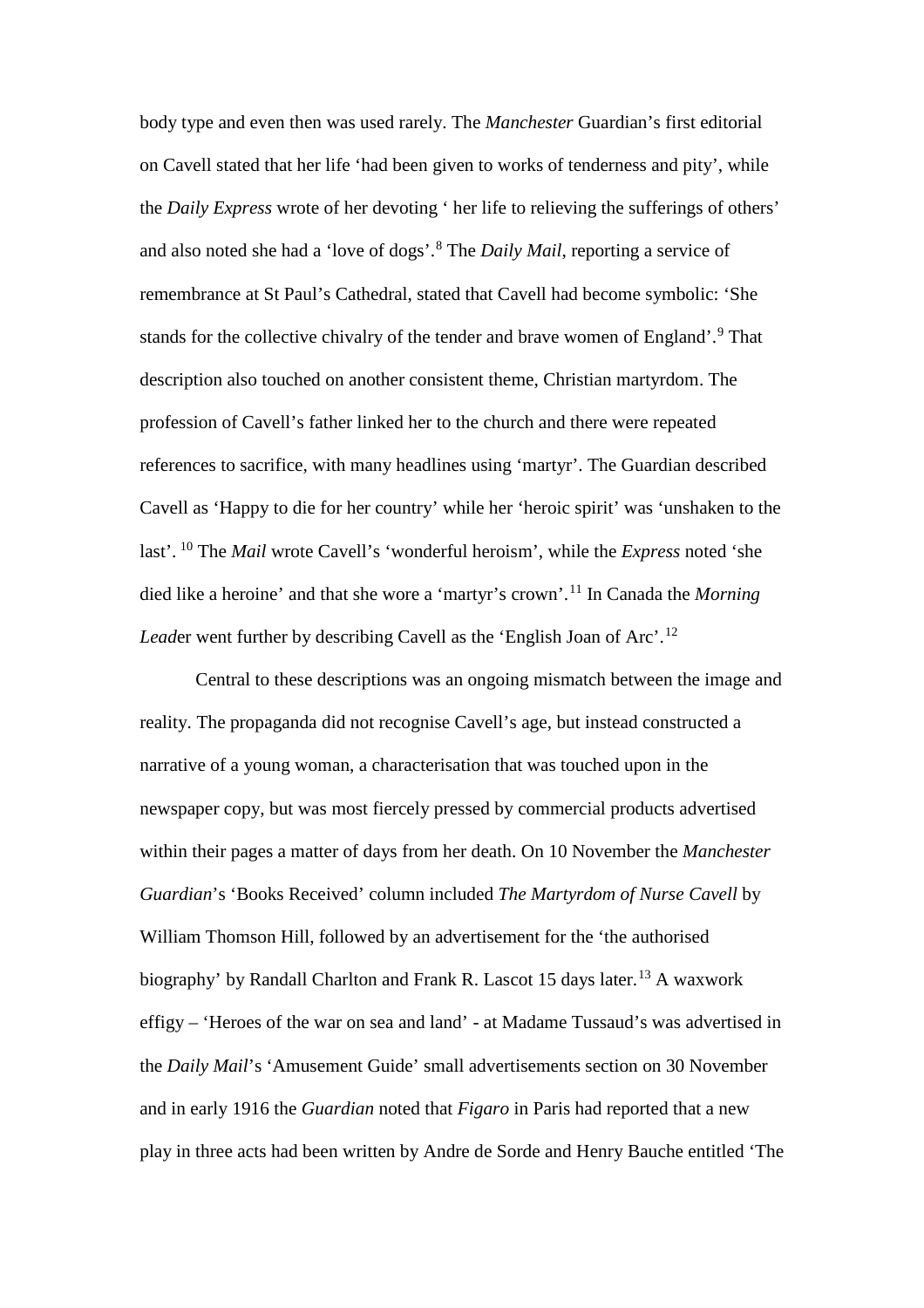body type and even then was used rarely. The *Manchester* Guardian's first editorial on Cavell stated that her life 'had been given to works of tenderness and pity', while the *Daily Express* wrote of her devoting ' her life to relieving the sufferings of others' and also noted she had a 'love of dogs'.[8] The *Daily Mail*, reporting a service of remembrance at St Paul's Cathedral, stated that Cavell had become symbolic: 'She stands for the collective chivalry of the tender and brave women of England'.[9] That description also touched on another consistent theme, Christian martyrdom. The profession of Cavell's father linked her to the church and there were repeated references to sacrifice, with many headlines using 'martyr'. The Guardian described Cavell as 'Happy to die for her country' while her 'heroic spirit' was 'unshaken to the last'. [10] The *Mail* wrote Cavell's 'wonderful heroism', while the *Express* noted 'she died like a heroine' and that she wore a 'martyr's crown'.[11] In Canada the *Morning Lead*er went further by describing Cavell as the 'English Joan of Arc'.[12]

Central to these descriptions was an ongoing mismatch between the image and reality. The propaganda did not recognise Cavell's age, but instead constructed a narrative of a young woman, a characterisation that was touched upon in the newspaper copy, but was most fiercely pressed by commercial products advertised within their pages a matter of days from her death. On 10 November the *Manchester Guardian*'s 'Books Received' column included *The Martyrdom of Nurse Cavell* by William Thomson Hill, followed by an advertisement for the 'the authorised biography' by Randall Charlton and Frank R. Lascot 15 days later.[13] A waxwork effigy – 'Heroes of the war on sea and land' - at Madame Tussaud's was advertised in the *Daily Mail*'s 'Amusement Guide' small advertisements section on 30 November and in early 1916 the *Guardian* noted that *Figaro* in Paris had reported that a new play in three acts had been written by Andre de Sorde and Henry Bauche entitled 'The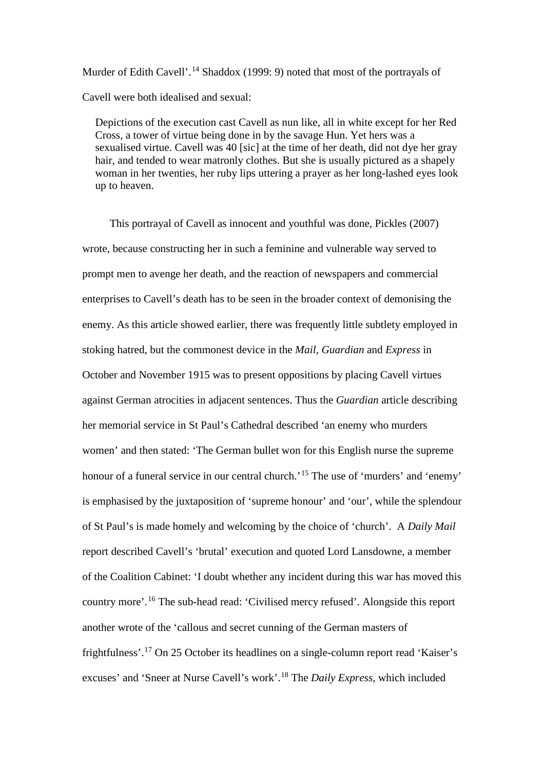Murder of Edith Cavell'.[14] Shaddox (1999: 9) noted that most of the portrayals of Cavell were both idealised and sexual:

> Depictions of the execution cast Cavell as nun like, all in white except for her Red Cross, a tower of virtue being done in by the savage Hun. Yet hers was a sexualised virtue. Cavell was 40 [sic] at the time of her death, did not dye her gray hair, and tended to wear matronly clothes. But she is usually pictured as a shapely woman in her twenties, her ruby lips uttering a prayer as her long-lashed eyes look up to heaven.

This portrayal of Cavell as innocent and youthful was done, Pickles (2007) wrote, because constructing her in such a feminine and vulnerable way served to prompt men to avenge her death, and the reaction of newspapers and commercial enterprises to Cavell's death has to be seen in the broader context of demonising the enemy. As this article showed earlier, there was frequently little subtlety employed in stoking hatred, but the commonest device in the *Mail*, *Guardian* and *Express* in October and November 1915 was to present oppositions by placing Cavell virtues against German atrocities in adjacent sentences. Thus the *Guardian* article describing her memorial service in St Paul's Cathedral described 'an enemy who murders women' and then stated: 'The German bullet won for this English nurse the supreme honour of a funeral service in our central church.'[15] The use of 'murders' and 'enemy' is emphasised by the juxtaposition of 'supreme honour' and 'our', while the splendour of St Paul's is made homely and welcoming by the choice of 'church'. A *Daily Mail* report described Cavell's 'brutal' execution and quoted Lord Lansdowne, a member of the Coalition Cabinet: 'I doubt whether any incident during this war has moved this country more'.[16] The sub-head read: 'Civilised mercy refused'. Alongside this report another wrote of the 'callous and secret cunning of the German masters of frightfulness'.[17] On 25 October its headlines on a single-column report read 'Kaiser's excuses' and 'Sneer at Nurse Cavell's work'.[18] The *Daily Express*, which included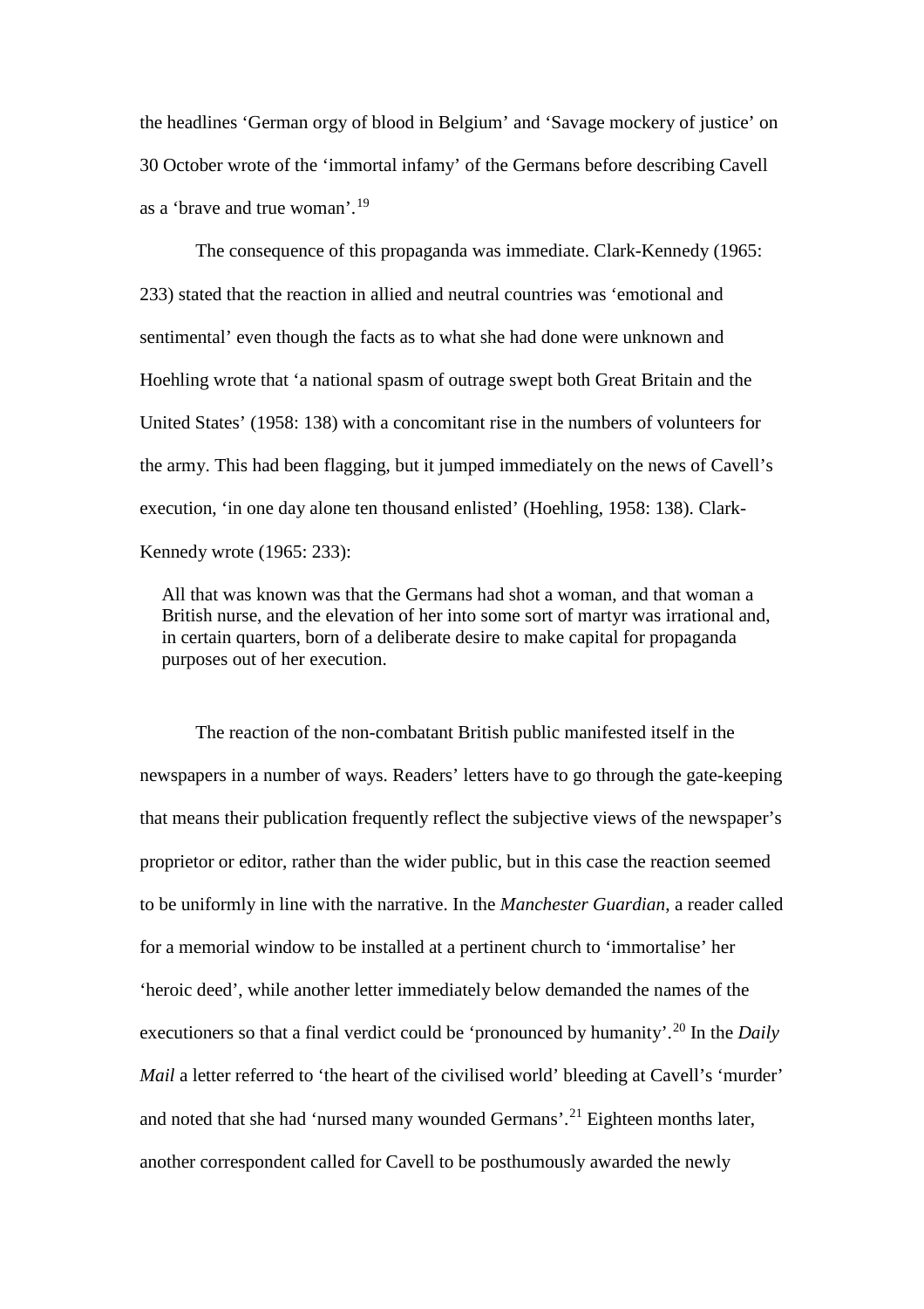the headlines ‘German orgy of blood in Belgium’ and ‘Savage mockery of justice’ on 30 October wrote of the ‘immortal infamy’ of the Germans before describing Cavell as a ‘brave and true woman’.[19]

The consequence of this propaganda was immediate. Clark-Kennedy (1965: 233) stated that the reaction in allied and neutral countries was ‘emotional and sentimental’ even though the facts as to what she had done were unknown and Hoehling wrote that ‘a national spasm of outrage swept both Great Britain and the United States’ (1958: 138) with a concomitant rise in the numbers of volunteers for the army. This had been flagging, but it jumped immediately on the news of Cavell’s execution, ‘in one day alone ten thousand enlisted’ (Hoehling, 1958: 138). Clark-Kennedy wrote (1965: 233):

> All that was known was that the Germans had shot a woman, and that woman a British nurse, and the elevation of her into some sort of martyr was irrational and, in certain quarters, born of a deliberate desire to make capital for propaganda purposes out of her execution.

The reaction of the non-combatant British public manifested itself in the newspapers in a number of ways. Readers’ letters have to go through the gate-keeping that means their publication frequently reflect the subjective views of the newspaper’s proprietor or editor, rather than the wider public, but in this case the reaction seemed to be uniformly in line with the narrative. In the *Manchester Guardian*, a reader called for a memorial window to be installed at a pertinent church to ‘immortalise’ her ‘heroic deed’, while another letter immediately below demanded the names of the executioners so that a final verdict could be ‘pronounced by humanity’.[20] In the *Daily Mail* a letter referred to ‘the heart of the civilised world’ bleeding at Cavell’s ‘murder’ and noted that she had ‘nursed many wounded Germans’.[21] Eighteen months later, another correspondent called for Cavell to be posthumously awarded the newly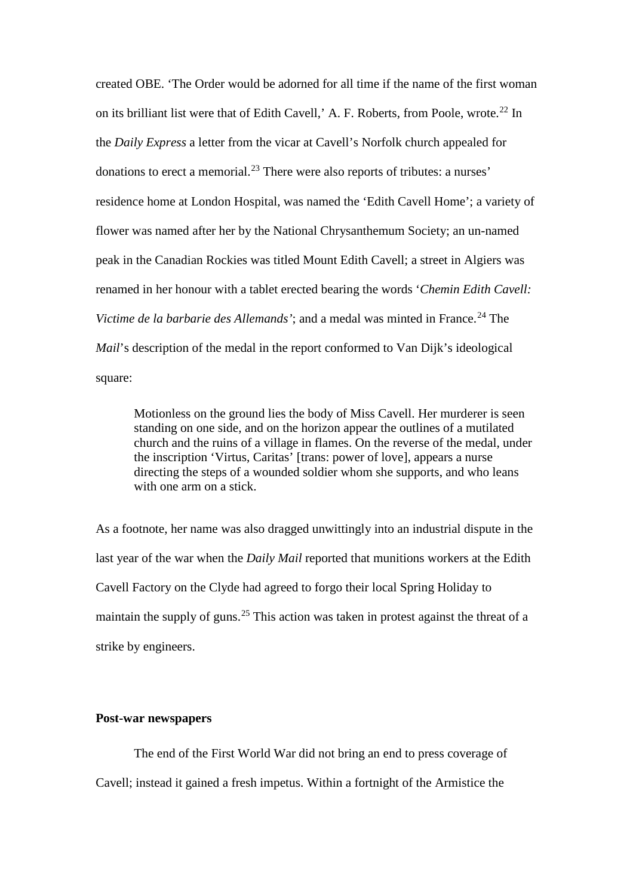created OBE. ‘The Order would be adorned for all time if the name of the first woman on its brilliant list were that of Edith Cavell,’ A. F. Roberts, from Poole, wrote.[22] In the *Daily Express* a letter from the vicar at Cavell’s Norfolk church appealed for donations to erect a memorial.[23] There were also reports of tributes: a nurses’ residence home at London Hospital, was named the ‘Edith Cavell Home’; a variety of flower was named after her by the National Chrysanthemum Society; an un-named peak in the Canadian Rockies was titled Mount Edith Cavell; a street in Algiers was renamed in her honour with a tablet erected bearing the words ‘*Chemin Edith Cavell: Victime de la barbarie des Allemands*’; and a medal was minted in France.[24] The *Mail*’s description of the medal in the report conformed to Van Dijk’s ideological square:

> Motionless on the ground lies the body of Miss Cavell. Her murderer is seen standing on one side, and on the horizon appear the outlines of a mutilated church and the ruins of a village in flames. On the reverse of the medal, under the inscription ‘Virtus, Caritas’ [trans: power of love], appears a nurse directing the steps of a wounded soldier whom she supports, and who leans with one arm on a stick.

As a footnote, her name was also dragged unwittingly into an industrial dispute in the last year of the war when the *Daily Mail* reported that munitions workers at the Edith Cavell Factory on the Clyde had agreed to forgo their local Spring Holiday to maintain the supply of guns.[25] This action was taken in protest against the threat of a strike by engineers.

**Post-war newspapers**

The end of the First World War did not bring an end to press coverage of Cavell; instead it gained a fresh impetus. Within a fortnight of the Armistice the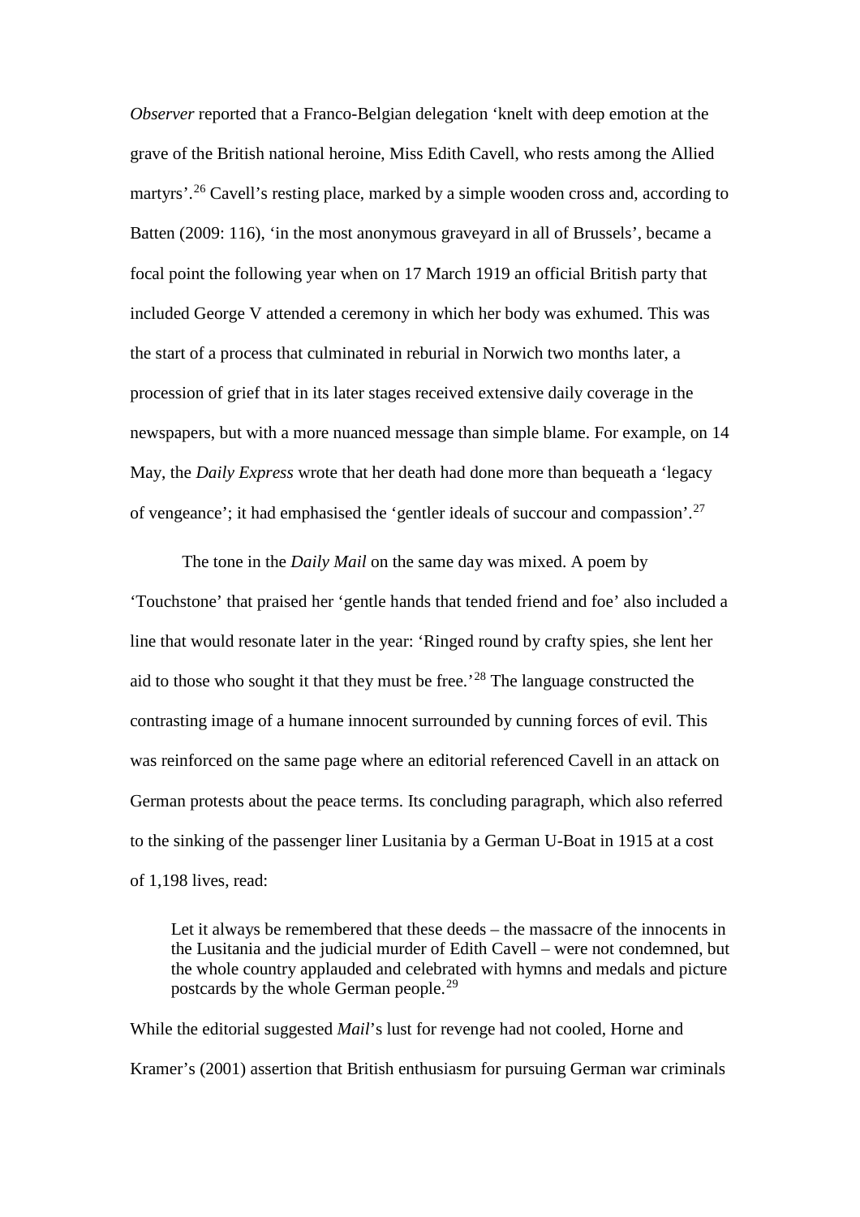*Observer* reported that a Franco-Belgian delegation 'knelt with deep emotion at the grave of the British national heroine, Miss Edith Cavell, who rests among the Allied martyrs'.[26] Cavell's resting place, marked by a simple wooden cross and, according to Batten (2009: 116), 'in the most anonymous graveyard in all of Brussels', became a focal point the following year when on 17 March 1919 an official British party that included George V attended a ceremony in which her body was exhumed. This was the start of a process that culminated in reburial in Norwich two months later, a procession of grief that in its later stages received extensive daily coverage in the newspapers, but with a more nuanced message than simple blame. For example, on 14 May, the *Daily Express* wrote that her death had done more than bequeath a 'legacy of vengeance'; it had emphasised the 'gentler ideals of succour and compassion'.[27]

The tone in the *Daily Mail* on the same day was mixed. A poem by 'Touchstone' that praised her 'gentle hands that tended friend and foe' also included a line that would resonate later in the year: 'Ringed round by crafty spies, she lent her aid to those who sought it that they must be free.'[28] The language constructed the contrasting image of a humane innocent surrounded by cunning forces of evil. This was reinforced on the same page where an editorial referenced Cavell in an attack on German protests about the peace terms. Its concluding paragraph, which also referred to the sinking of the passenger liner Lusitania by a German U-Boat in 1915 at a cost of 1,198 lives, read:

> Let it always be remembered that these deeds – the massacre of the innocents in the Lusitania and the judicial murder of Edith Cavell – were not condemned, but the whole country applauded and celebrated with hymns and medals and picture postcards by the whole German people.[29]

While the editorial suggested *Mail*'s lust for revenge had not cooled, Horne and Kramer's (2001) assertion that British enthusiasm for pursuing German war criminals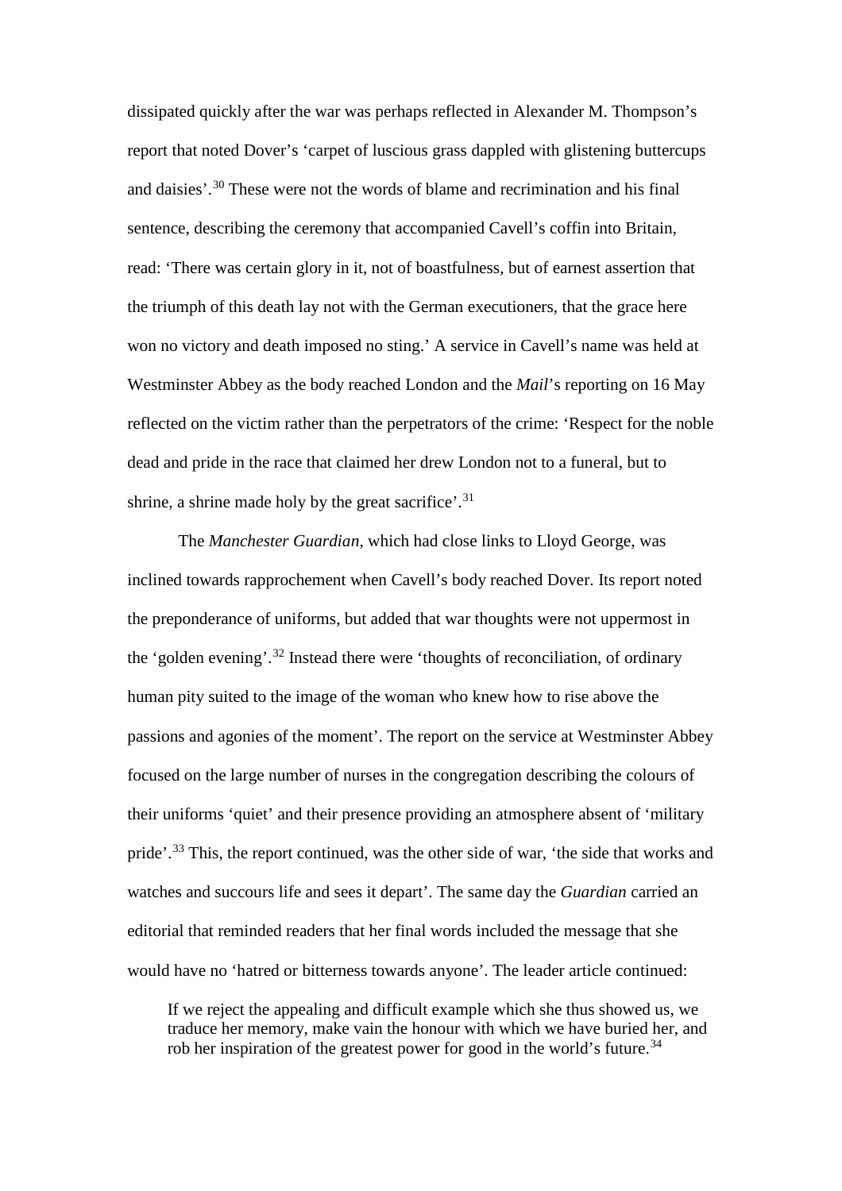dissipated quickly after the war was perhaps reflected in Alexander M. Thompson's report that noted Dover's 'carpet of luscious grass dappled with glistening buttercups and daisies'.[30] These were not the words of blame and recrimination and his final sentence, describing the ceremony that accompanied Cavell's coffin into Britain, read: 'There was certain glory in it, not of boastfulness, but of earnest assertion that the triumph of this death lay not with the German executioners, that the grace here won no victory and death imposed no sting.' A service in Cavell's name was held at Westminster Abbey as the body reached London and the *Mail*'s reporting on 16 May reflected on the victim rather than the perpetrators of the crime: 'Respect for the noble dead and pride in the race that claimed her drew London not to a funeral, but to shrine, a shrine made holy by the great sacrifice'.[31]

The *Manchester Guardian*, which had close links to Lloyd George, was inclined towards rapprochement when Cavell's body reached Dover. Its report noted the preponderance of uniforms, but added that war thoughts were not uppermost in the 'golden evening'.[32] Instead there were 'thoughts of reconciliation, of ordinary human pity suited to the image of the woman who knew how to rise above the passions and agonies of the moment'. The report on the service at Westminster Abbey focused on the large number of nurses in the congregation describing the colours of their uniforms 'quiet' and their presence providing an atmosphere absent of 'military pride'.[33] This, the report continued, was the other side of war, 'the side that works and watches and succours life and sees it depart'. The same day the *Guardian* carried an editorial that reminded readers that her final words included the message that she would have no 'hatred or bitterness towards anyone'. The leader article continued:

> If we reject the appealing and difficult example which she thus showed us, we traduce her memory, make vain the honour with which we have buried her, and rob her inspiration of the greatest power for good in the world's future.[34]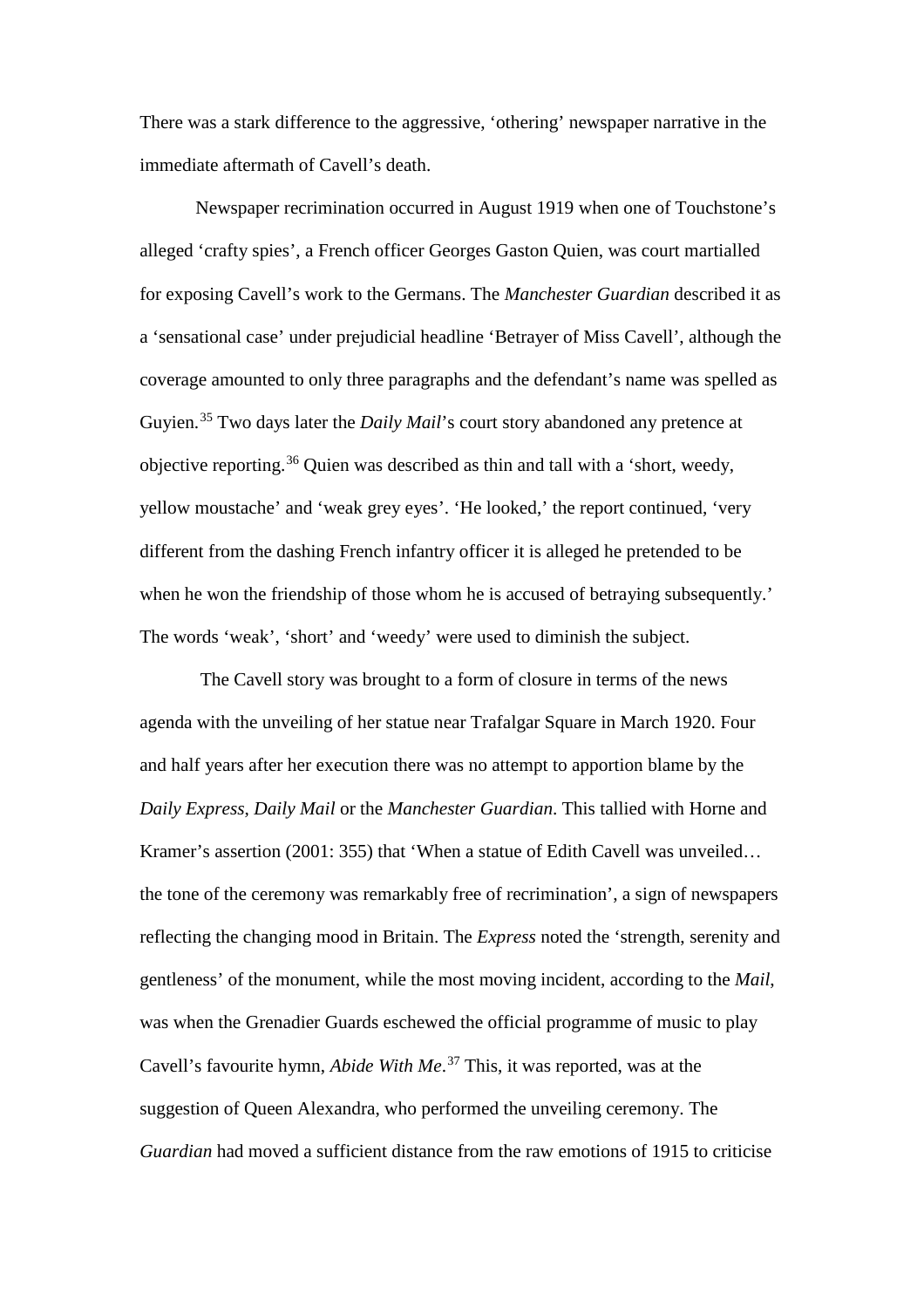There was a stark difference to the aggressive, 'othering' newspaper narrative in the immediate aftermath of Cavell's death.

Newspaper recrimination occurred in August 1919 when one of Touchstone's alleged 'crafty spies', a French officer Georges Gaston Quien, was court martialled for exposing Cavell's work to the Germans. The *Manchester Guardian* described it as a 'sensational case' under prejudicial headline 'Betrayer of Miss Cavell', although the coverage amounted to only three paragraphs and the defendant's name was spelled as Guyien.[35] Two days later the *Daily Mail*'s court story abandoned any pretence at objective reporting.[36] Quien was described as thin and tall with a 'short, weedy, yellow moustache' and 'weak grey eyes'. 'He looked,' the report continued, 'very different from the dashing French infantry officer it is alleged he pretended to be when he won the friendship of those whom he is accused of betraying subsequently.' The words 'weak', 'short' and 'weedy' were used to diminish the subject.

The Cavell story was brought to a form of closure in terms of the news agenda with the unveiling of her statue near Trafalgar Square in March 1920. Four and half years after her execution there was no attempt to apportion blame by the *Daily Express*, *Daily Mail* or the *Manchester Guardian*. This tallied with Horne and Kramer's assertion (2001: 355) that 'When a statue of Edith Cavell was unveiled… the tone of the ceremony was remarkably free of recrimination', a sign of newspapers reflecting the changing mood in Britain. The *Express* noted the 'strength, serenity and gentleness' of the monument, while the most moving incident, according to the *Mail*, was when the Grenadier Guards eschewed the official programme of music to play Cavell's favourite hymn, *Abide With Me*.[37] This, it was reported, was at the suggestion of Queen Alexandra, who performed the unveiling ceremony. The *Guardian* had moved a sufficient distance from the raw emotions of 1915 to criticise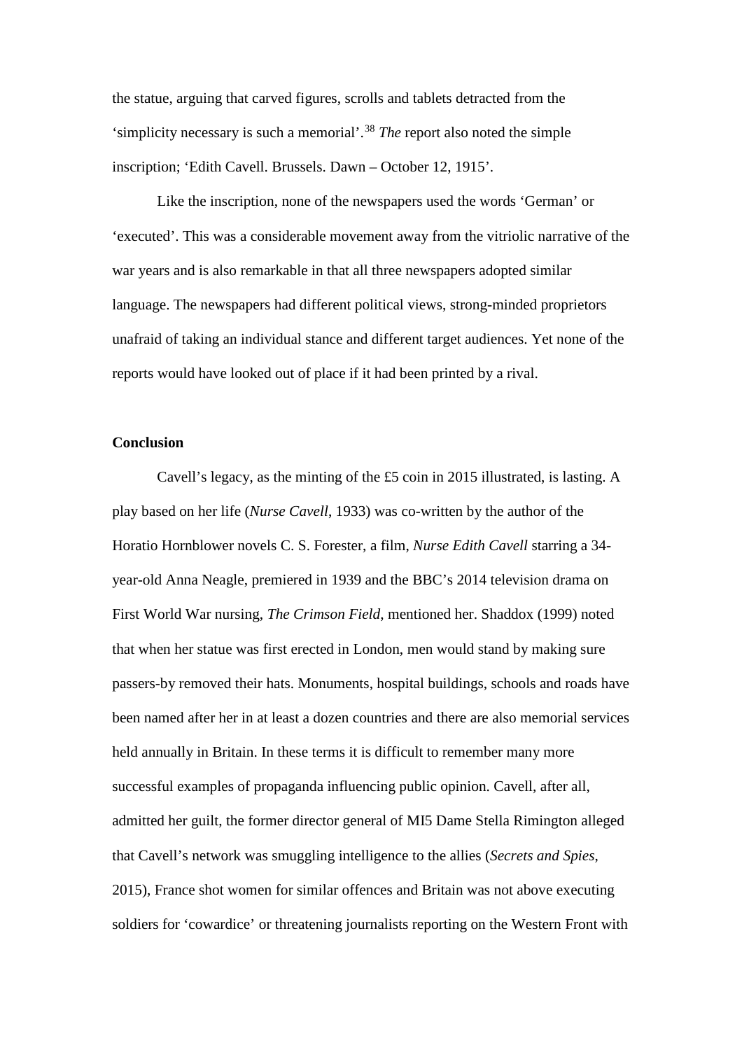the statue, arguing that carved figures, scrolls and tablets detracted from the 'simplicity necessary is such a memorial'.[38] *The* report also noted the simple inscription; 'Edith Cavell. Brussels. Dawn – October 12, 1915'.

Like the inscription, none of the newspapers used the words 'German' or 'executed'. This was a considerable movement away from the vitriolic narrative of the war years and is also remarkable in that all three newspapers adopted similar language. The newspapers had different political views, strong-minded proprietors unafraid of taking an individual stance and different target audiences. Yet none of the reports would have looked out of place if it had been printed by a rival.

## Conclusion

Cavell's legacy, as the minting of the £5 coin in 2015 illustrated, is lasting. A play based on her life (*Nurse Cavell*, 1933) was co-written by the author of the Horatio Hornblower novels C. S. Forester, a film, *Nurse Edith Cavell* starring a 34-year-old Anna Neagle, premiered in 1939 and the BBC's 2014 television drama on First World War nursing, *The Crimson Field*, mentioned her. Shaddox (1999) noted that when her statue was first erected in London, men would stand by making sure passers-by removed their hats. Monuments, hospital buildings, schools and roads have been named after her in at least a dozen countries and there are also memorial services held annually in Britain. In these terms it is difficult to remember many more successful examples of propaganda influencing public opinion. Cavell, after all, admitted her guilt, the former director general of MI5 Dame Stella Rimington alleged that Cavell's network was smuggling intelligence to the allies (*Secrets and Spies*, 2015), France shot women for similar offences and Britain was not above executing soldiers for 'cowardice' or threatening journalists reporting on the Western Front with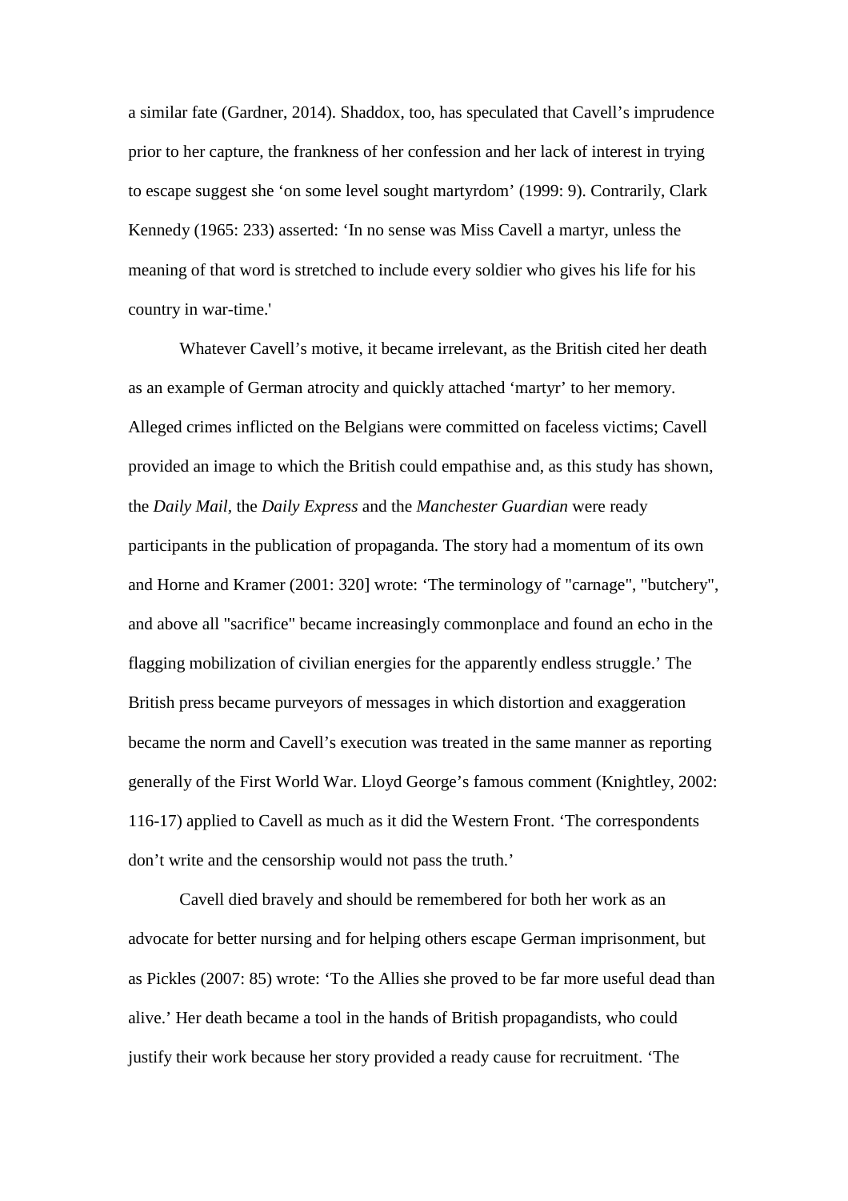a similar fate (Gardner, 2014). Shaddox, too, has speculated that Cavell's imprudence prior to her capture, the frankness of her confession and her lack of interest in trying to escape suggest she 'on some level sought martyrdom' (1999: 9). Contrarily, Clark Kennedy (1965: 233) asserted: 'In no sense was Miss Cavell a martyr, unless the meaning of that word is stretched to include every soldier who gives his life for his country in war-time.'

Whatever Cavell's motive, it became irrelevant, as the British cited her death as an example of German atrocity and quickly attached 'martyr' to her memory. Alleged crimes inflicted on the Belgians were committed on faceless victims; Cavell provided an image to which the British could empathise and, as this study has shown, the *Daily Mail*, the *Daily Express* and the *Manchester Guardian* were ready participants in the publication of propaganda. The story had a momentum of its own and Horne and Kramer (2001: 320] wrote: 'The terminology of "carnage", "butchery", and above all "sacrifice" became increasingly commonplace and found an echo in the flagging mobilization of civilian energies for the apparently endless struggle.' The British press became purveyors of messages in which distortion and exaggeration became the norm and Cavell's execution was treated in the same manner as reporting generally of the First World War. Lloyd George's famous comment (Knightley, 2002: 116-17) applied to Cavell as much as it did the Western Front. 'The correspondents don't write and the censorship would not pass the truth.'

Cavell died bravely and should be remembered for both her work as an advocate for better nursing and for helping others escape German imprisonment, but as Pickles (2007: 85) wrote: 'To the Allies she proved to be far more useful dead than alive.' Her death became a tool in the hands of British propagandists, who could justify their work because her story provided a ready cause for recruitment. 'The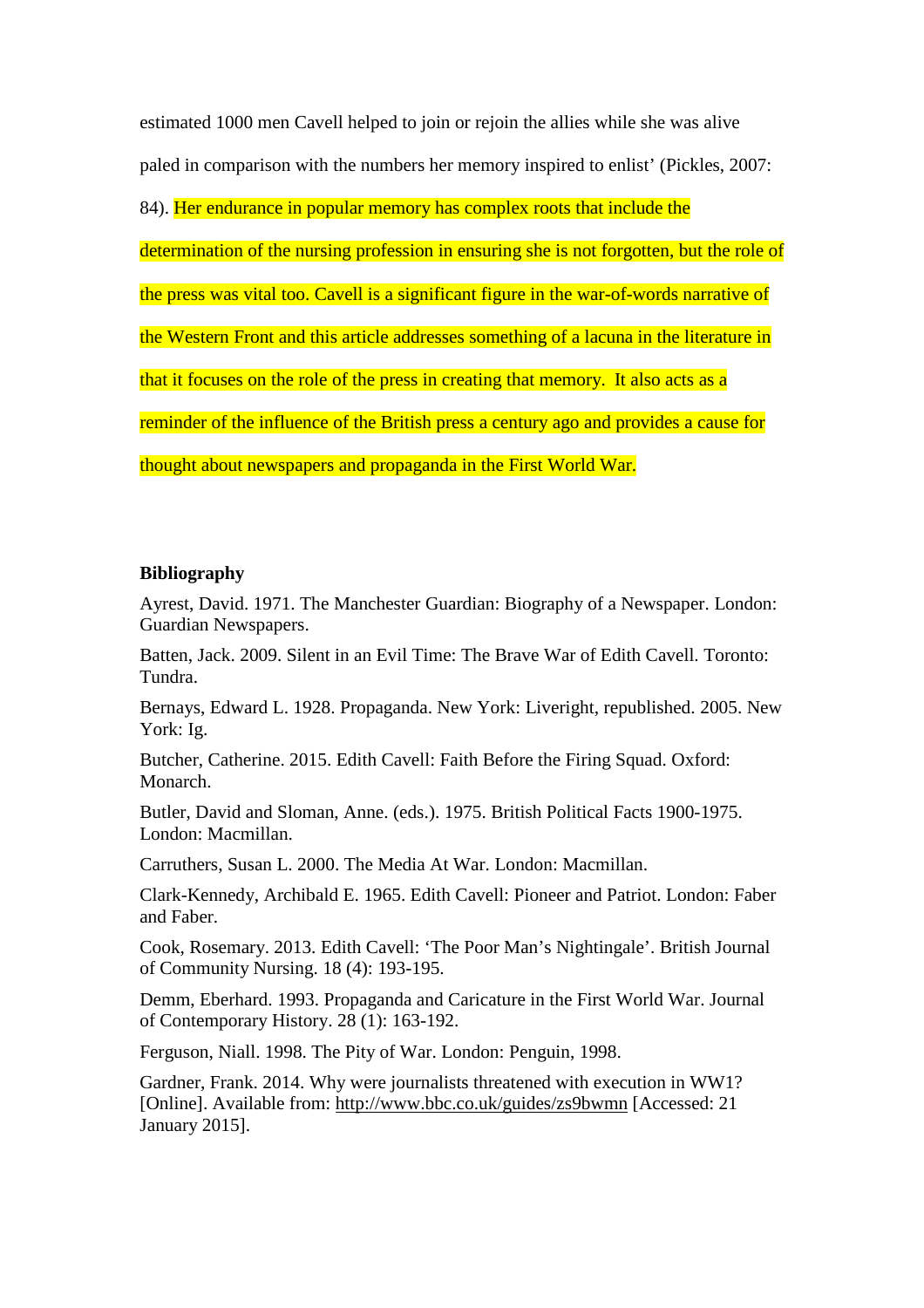estimated 1000 men Cavell helped to join or rejoin the allies while she was alive paled in comparison with the numbers her memory inspired to enlist' (Pickles, 2007: 84). Her endurance in popular memory has complex roots that include the determination of the nursing profession in ensuring she is not forgotten, but the role of the press was vital too. Cavell is a significant figure in the war-of-words narrative of the Western Front and this article addresses something of a lacuna in the literature in that it focuses on the role of the press in creating that memory. It also acts as a reminder of the influence of the British press a century ago and provides a cause for thought about newspapers and propaganda in the First World War.

**Bibliography**

Ayrest, David. 1971. The Manchester Guardian: Biography of a Newspaper. London: Guardian Newspapers.

Batten, Jack. 2009. Silent in an Evil Time: The Brave War of Edith Cavell. Toronto: Tundra.

Bernays, Edward L. 1928. Propaganda. New York: Liveright, republished. 2005. New York: Ig.

Butcher, Catherine. 2015. Edith Cavell: Faith Before the Firing Squad. Oxford: Monarch.

Butler, David and Sloman, Anne. (eds.). 1975. British Political Facts 1900-1975. London: Macmillan.

Carruthers, Susan L. 2000. The Media At War. London: Macmillan.

Clark-Kennedy, Archibald E. 1965. Edith Cavell: Pioneer and Patriot. London: Faber and Faber.

Cook, Rosemary. 2013. Edith Cavell: 'The Poor Man's Nightingale'. British Journal of Community Nursing. 18 (4): 193-195.

Demm, Eberhard. 1993. Propaganda and Caricature in the First World War. Journal of Contemporary History. 28 (1): 163-192.

Ferguson, Niall. 1998. The Pity of War. London: Penguin, 1998.

Gardner, Frank. 2014. Why were journalists threatened with execution in WW1? [Online]. Available from: http://www.bbc.co.uk/guides/zs9bwmn [Accessed: 21 January 2015].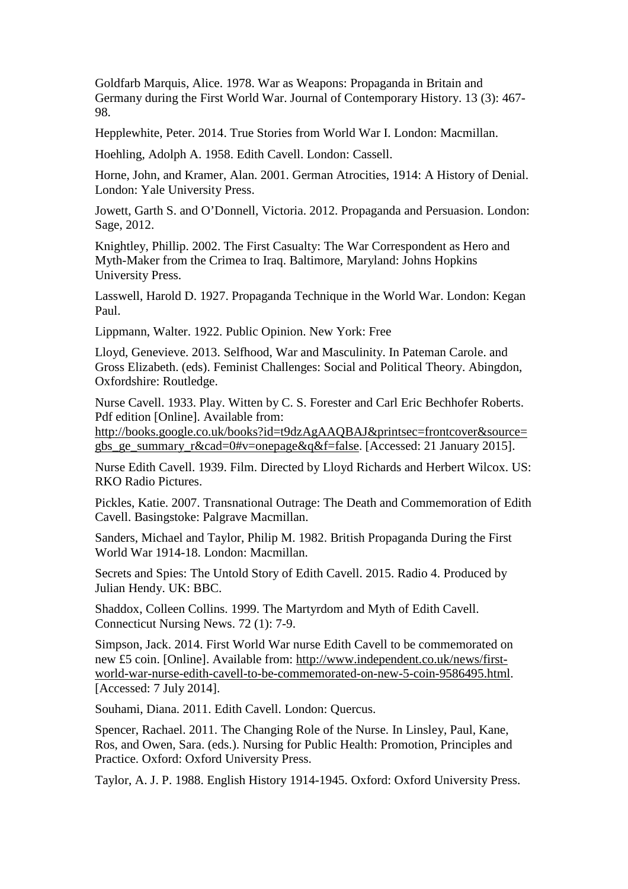Goldfarb Marquis, Alice. 1978. War as Weapons: Propaganda in Britain and Germany during the First World War. Journal of Contemporary History. 13 (3): 467-98.

Hepplewhite, Peter. 2014. True Stories from World War I. London: Macmillan.

Hoehling, Adolph A. 1958. Edith Cavell. London: Cassell.

Horne, John, and Kramer, Alan. 2001. German Atrocities, 1914: A History of Denial. London: Yale University Press.

Jowett, Garth S. and O'Donnell, Victoria. 2012. Propaganda and Persuasion. London: Sage, 2012.

Knightley, Phillip. 2002. The First Casualty: The War Correspondent as Hero and Myth-Maker from the Crimea to Iraq. Baltimore, Maryland: Johns Hopkins University Press.

Lasswell, Harold D. 1927. Propaganda Technique in the World War. London: Kegan Paul.

Lippmann, Walter. 1922. Public Opinion. New York: Free

Lloyd, Genevieve. 2013. Selfhood, War and Masculinity. In Pateman Carole. and Gross Elizabeth. (eds). Feminist Challenges: Social and Political Theory. Abingdon, Oxfordshire: Routledge.

Nurse Cavell. 1933. Play. Witten by C. S. Forester and Carl Eric Bechhofer Roberts. Pdf edition [Online]. Available from: http://books.google.co.uk/books?id=t9dzAgAAQBAJ&printsec=frontcover&source=gbs_ge_summary_r&cad=0#v=onepage&q&f=false. [Accessed: 21 January 2015].

Nurse Edith Cavell. 1939. Film. Directed by Lloyd Richards and Herbert Wilcox. US: RKO Radio Pictures.

Pickles, Katie. 2007. Transnational Outrage: The Death and Commemoration of Edith Cavell. Basingstoke: Palgrave Macmillan.

Sanders, Michael and Taylor, Philip M. 1982. British Propaganda During the First World War 1914-18. London: Macmillan.

Secrets and Spies: The Untold Story of Edith Cavell. 2015. Radio 4. Produced by Julian Hendy. UK: BBC.

Shaddox, Colleen Collins. 1999. The Martyrdom and Myth of Edith Cavell. Connecticut Nursing News. 72 (1): 7-9.

Simpson, Jack. 2014. First World War nurse Edith Cavell to be commemorated on new £5 coin. [Online]. Available from: http://www.independent.co.uk/news/first-world-war-nurse-edith-cavell-to-be-commemorated-on-new-5-coin-9586495.html. [Accessed: 7 July 2014].

Souhami, Diana. 2011. Edith Cavell. London: Quercus.

Spencer, Rachael. 2011. The Changing Role of the Nurse. In Linsley, Paul, Kane, Ros, and Owen, Sara. (eds.). Nursing for Public Health: Promotion, Principles and Practice. Oxford: Oxford University Press.

Taylor, A. J. P. 1988. English History 1914-1945. Oxford: Oxford University Press.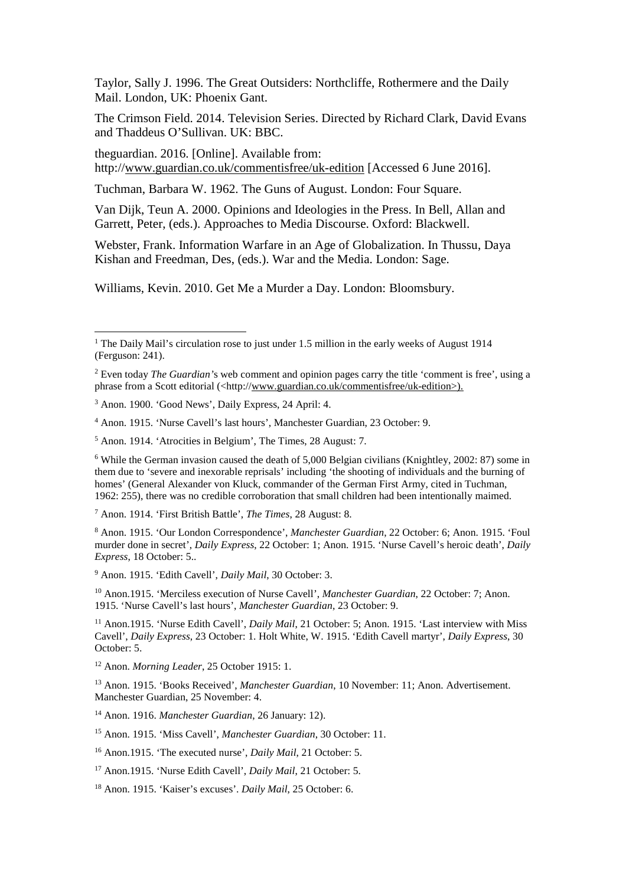Taylor, Sally J. 1996. The Great Outsiders: Northcliffe, Rothermere and the Daily Mail. London, UK: Phoenix Gant.

The Crimson Field. 2014. Television Series. Directed by Richard Clark, David Evans and Thaddeus O'Sullivan. UK: BBC.

theguardian. 2016. [Online]. Available from: http://www.guardian.co.uk/commentisfree/uk-edition [Accessed 6 June 2016].

Tuchman, Barbara W. 1962. The Guns of August. London: Four Square.

Van Dijk, Teun A. 2000. Opinions and Ideologies in the Press. In Bell, Allan and Garrett, Peter, (eds.). Approaches to Media Discourse. Oxford: Blackwell.

Webster, Frank. Information Warfare in an Age of Globalization. In Thussu, Daya Kishan and Freedman, Des, (eds.). War and the Media. London: Sage.

Williams, Kevin. 2010. Get Me a Murder a Day. London: Bloomsbury.

---

[1] The Daily Mail's circulation rose to just under 1.5 million in the early weeks of August 1914 (Ferguson: 241).

[2] Even today *The Guardian*'s web comment and opinion pages carry the title 'comment is free', using a phrase from a Scott editorial (<http://www.guardian.co.uk/commentisfree/uk-edition>).

[3] Anon. 1900. 'Good News', Daily Express, 24 April: 4.

[4] Anon. 1915. 'Nurse Cavell's last hours', Manchester Guardian, 23 October: 9.

[5] Anon. 1914. 'Atrocities in Belgium', The Times, 28 August: 7.

[6] While the German invasion caused the death of 5,000 Belgian civilians (Knightley, 2002: 87) some in them due to 'severe and inexorable reprisals' including 'the shooting of individuals and the burning of homes' (General Alexander von Kluck, commander of the German First Army, cited in Tuchman, 1962: 255), there was no credible corroboration that small children had been intentionally maimed.

[7] Anon. 1914. 'First British Battle', *The Times*, 28 August: 8.

[8] Anon. 1915. 'Our London Correspondence', *Manchester Guardian*, 22 October: 6; Anon. 1915. 'Foul murder done in secret', *Daily Express*, 22 October: 1; Anon. 1915. 'Nurse Cavell's heroic death', *Daily Express*, 18 October: 5..

[9] Anon. 1915. 'Edith Cavell', *Daily Mail*, 30 October: 3.

[10] Anon.1915. 'Merciless execution of Nurse Cavell', *Manchester Guardian*, 22 October: 7; Anon. 1915. 'Nurse Cavell's last hours', *Manchester Guardian*, 23 October: 9.

[11] Anon.1915. 'Nurse Edith Cavell', *Daily Mail*, 21 October: 5; Anon. 1915. 'Last interview with Miss Cavell', *Daily Express*, 23 October: 1. Holt White, W. 1915. 'Edith Cavell martyr', *Daily Express*, 30 October: 5.

[12] Anon. *Morning Leader*, 25 October 1915: 1.

[13] Anon. 1915. 'Books Received', *Manchester Guardian*, 10 November: 11; Anon. Advertisement. Manchester Guardian, 25 November: 4.

[14] Anon. 1916. *Manchester Guardian*, 26 January: 12).

[15] Anon. 1915. 'Miss Cavell', *Manchester Guardian*, 30 October: 11.

[16] Anon.1915. 'The executed nurse', *Daily Mail*, 21 October: 5.

[17] Anon.1915. 'Nurse Edith Cavell', *Daily Mail*, 21 October: 5.

[18] Anon. 1915. 'Kaiser's excuses'. *Daily Mail*, 25 October: 6.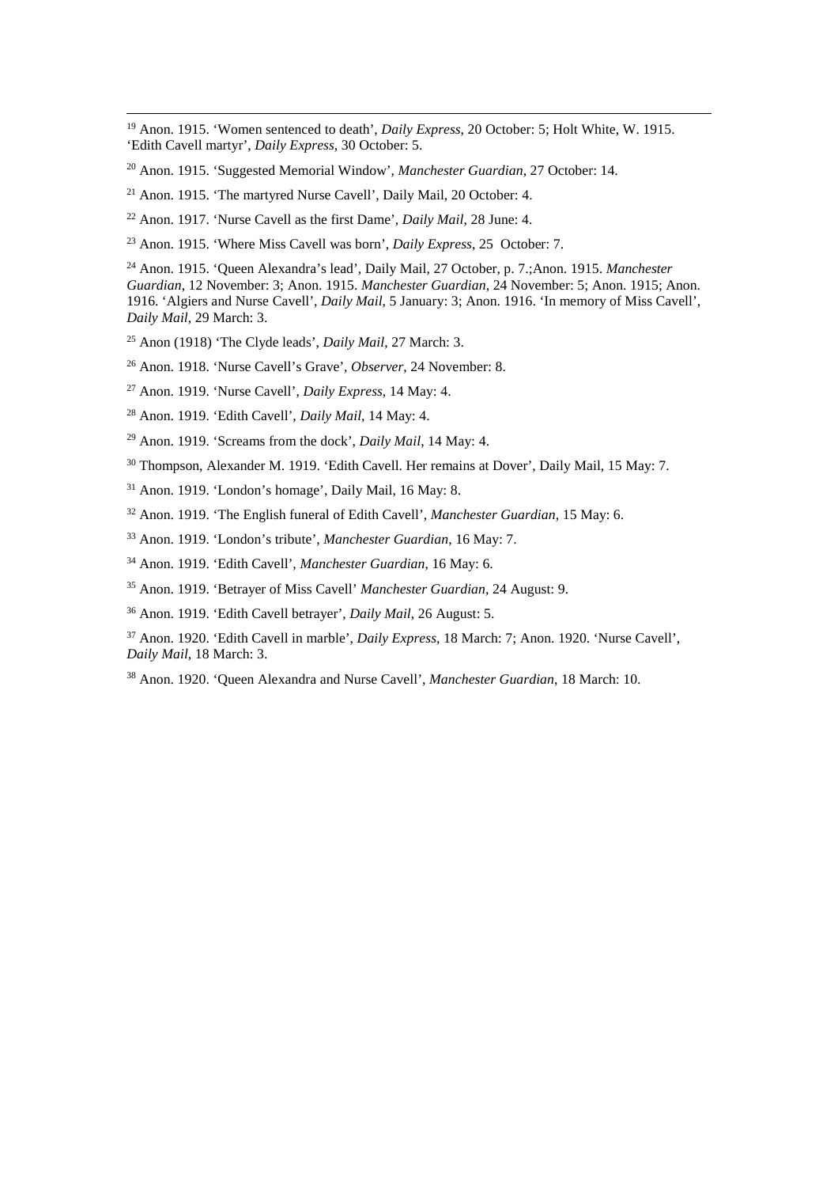[19] Anon. 1915. 'Women sentenced to death', *Daily Express*, 20 October: 5; Holt White, W. 1915. 'Edith Cavell martyr', *Daily Express*, 30 October: 5.

[20] Anon. 1915. 'Suggested Memorial Window', *Manchester Guardian*, 27 October: 14.

[21] Anon. 1915. 'The martyred Nurse Cavell', Daily Mail, 20 October: 4.

[22] Anon. 1917. 'Nurse Cavell as the first Dame', *Daily Mail*, 28 June: 4.

[23] Anon. 1915. 'Where Miss Cavell was born', *Daily Express*, 25 October: 7.

[24] Anon. 1915. 'Queen Alexandra's lead', Daily Mail, 27 October, p. 7.;Anon. 1915. *Manchester Guardian*, 12 November: 3; Anon. 1915. *Manchester Guardian*, 24 November: 5; Anon. 1915; Anon. 1916. 'Algiers and Nurse Cavell', *Daily Mail*, 5 January: 3; Anon. 1916. 'In memory of Miss Cavell', *Daily Mail*, 29 March: 3.

[25] Anon (1918) 'The Clyde leads', *Daily Mail*, 27 March: 3.

[26] Anon. 1918. 'Nurse Cavell's Grave', *Observer*, 24 November: 8.

[27] Anon. 1919. 'Nurse Cavell', *Daily Express*, 14 May: 4.

[28] Anon. 1919. 'Edith Cavell', *Daily Mail*, 14 May: 4.

[29] Anon. 1919. 'Screams from the dock', *Daily Mail*, 14 May: 4.

[30] Thompson, Alexander M. 1919. 'Edith Cavell. Her remains at Dover', Daily Mail, 15 May: 7.

[31] Anon. 1919. 'London's homage', Daily Mail, 16 May: 8.

[32] Anon. 1919. 'The English funeral of Edith Cavell', *Manchester Guardian*, 15 May: 6.

[33] Anon. 1919. 'London's tribute', *Manchester Guardian*, 16 May: 7.

[34] Anon. 1919. 'Edith Cavell', *Manchester Guardian*, 16 May: 6.

[35] Anon. 1919. 'Betrayer of Miss Cavell' *Manchester Guardian*, 24 August: 9.

[36] Anon. 1919. 'Edith Cavell betrayer', *Daily Mail*, 26 August: 5.

[37] Anon. 1920. 'Edith Cavell in marble', *Daily Express*, 18 March: 7; Anon. 1920. 'Nurse Cavell', *Daily Mail*, 18 March: 3.

[38] Anon. 1920. 'Queen Alexandra and Nurse Cavell', *Manchester Guardian*, 18 March: 10.